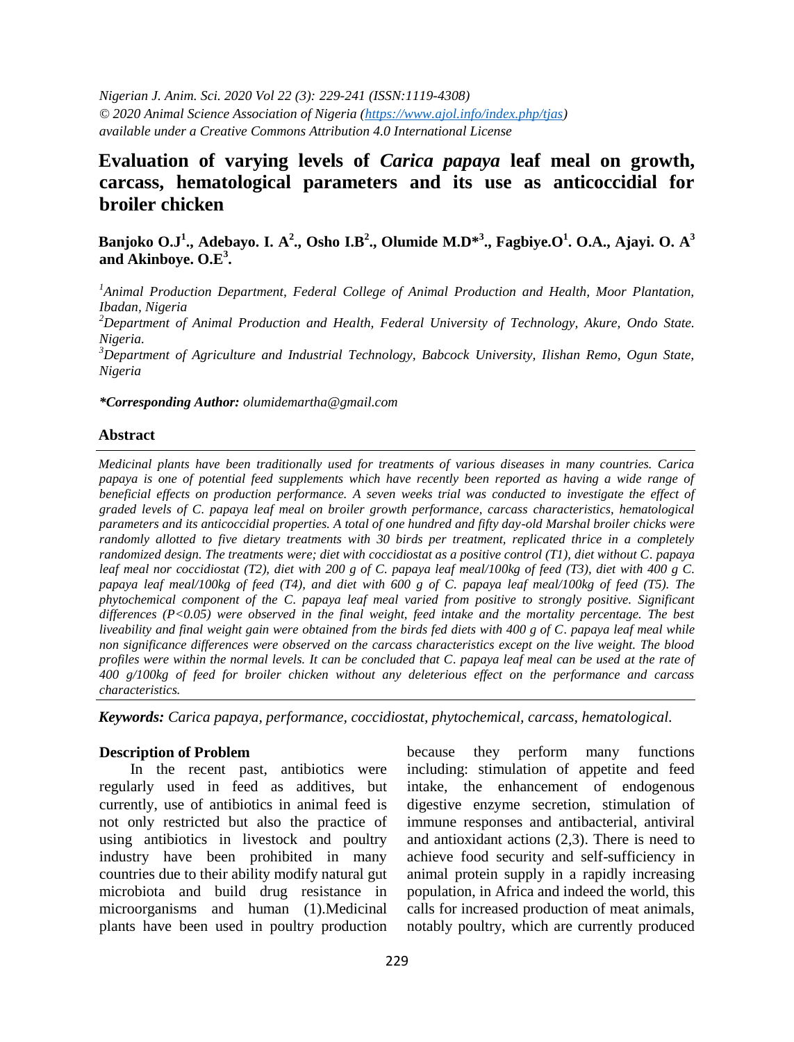*Nigerian J. Anim. Sci. 2020 Vol 22 (3): 229-241 (ISSN:1119-4308)*
*© 2020 Animal Science Association of Nigeria (https://www.ajol.info/index.php/tjas)*
*available under a Creative Commons Attribution 4.0 International License*

# Evaluation of varying levels of *Carica papaya* leaf meal on growth, carcass, hematological parameters and its use as anticoccidial for broiler chicken

**Banjoko O.J[1]., Adebayo. I. A[2]., Osho I.B[2]., Olumide M.D*[3]., Fagbiye.O[1]. O.A., Ajayi. O. A[3] and Akinboye. O.E[3].**

*[1]Animal Production Department, Federal College of Animal Production and Health, Moor Plantation, Ibadan, Nigeria*
*[2]Department of Animal Production and Health, Federal University of Technology, Akure, Ondo State. Nigeria.*
*[3]Department of Agriculture and Industrial Technology, Babcock University, Ilishan Remo, Ogun State, Nigeria*

***Corresponding Author:** *olumidemartha@gmail.com*

## Abstract

*Medicinal plants have been traditionally used for treatments of various diseases in many countries. Carica papaya is one of potential feed supplements which have recently been reported as having a wide range of beneficial effects on production performance. A seven weeks trial was conducted to investigate the effect of graded levels of C. papaya leaf meal on broiler growth performance, carcass characteristics, hematological parameters and its anticoccidial properties. A total of one hundred and fifty day-old Marshal broiler chicks were randomly allotted to five dietary treatments with 30 birds per treatment, replicated thrice in a completely randomized design. The treatments were; diet with coccidiostat as a positive control (T1), diet without C. papaya leaf meal nor coccidiostat (T2), diet with 200 g of C. papaya leaf meal/100kg of feed (T3), diet with 400 g C. papaya leaf meal/100kg of feed (T4), and diet with 600 g of C. papaya leaf meal/100kg of feed (T5). The phytochemical component of the C. papaya leaf meal varied from positive to strongly positive. Significant differences (P<0.05) were observed in the final weight, feed intake and the mortality percentage. The best liveability and final weight gain were obtained from the birds fed diets with 400 g of C. papaya leaf meal while non significance differences were observed on the carcass characteristics except on the live weight. The blood profiles were within the normal levels. It can be concluded that C. papaya leaf meal can be used at the rate of 400 g/100kg of feed for broiler chicken without any deleterious effect on the performance and carcass characteristics.*

***Keywords:*** *Carica papaya, performance, coccidiostat, phytochemical, carcass, hematological.*

### Description of Problem

In the recent past, antibiotics were regularly used in feed as additives, but currently, use of antibiotics in animal feed is not only restricted but also the practice of using antibiotics in livestock and poultry industry have been prohibited in many countries due to their ability modify natural gut microbiota and build drug resistance in microorganisms and human (1).Medicinal plants have been used in poultry production because they perform many functions including: stimulation of appetite and feed intake, the enhancement of endogenous digestive enzyme secretion, stimulation of immune responses and antibacterial, antiviral and antioxidant actions (2,3). There is need to achieve food security and self-sufficiency in animal protein supply in a rapidly increasing population, in Africa and indeed the world, this calls for increased production of meat animals, notably poultry, which are currently produced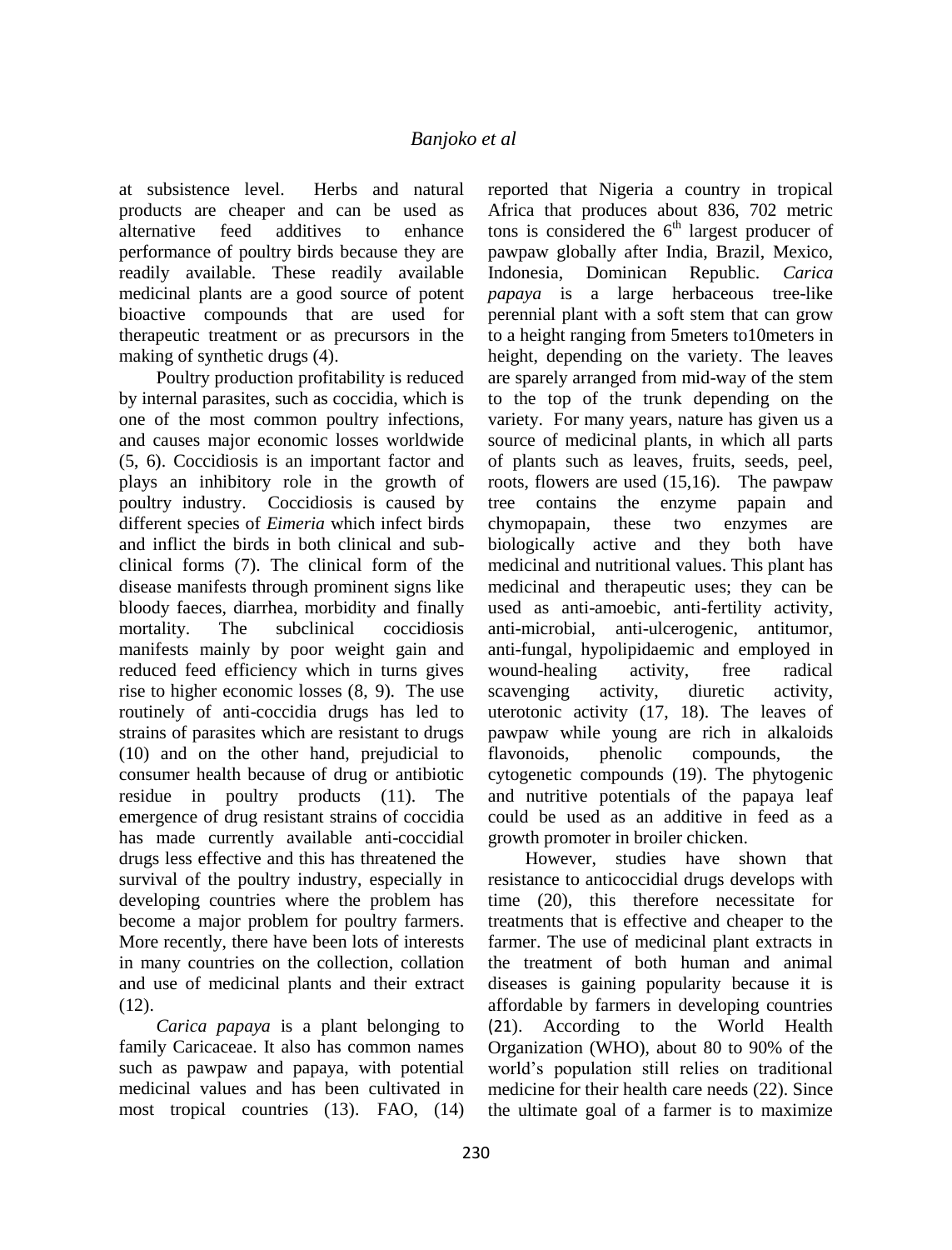at subsistence level. Herbs and natural products are cheaper and can be used as alternative feed additives to enhance performance of poultry birds because they are readily available. These readily available medicinal plants are a good source of potent bioactive compounds that are used for therapeutic treatment or as precursors in the making of synthetic drugs (4).

Poultry production profitability is reduced by internal parasites, such as coccidia, which is one of the most common poultry infections, and causes major economic losses worldwide (5, 6). Coccidiosis is an important factor and plays an inhibitory role in the growth of poultry industry. Coccidiosis is caused by different species of *Eimeria* which infect birds and inflict the birds in both clinical and sub-clinical forms (7). The clinical form of the disease manifests through prominent signs like bloody faeces, diarrhea, morbidity and finally mortality. The subclinical coccidiosis manifests mainly by poor weight gain and reduced feed efficiency which in turns gives rise to higher economic losses (8, 9). The use routinely of anti-coccidia drugs has led to strains of parasites which are resistant to drugs (10) and on the other hand, prejudicial to consumer health because of drug or antibiotic residue in poultry products (11). The emergence of drug resistant strains of coccidia has made currently available anti-coccidial drugs less effective and this has threatened the survival of the poultry industry, especially in developing countries where the problem has become a major problem for poultry farmers. More recently, there have been lots of interests in many countries on the collection, collation and use of medicinal plants and their extract (12).

*Carica papaya* is a plant belonging to family Caricaceae. It also has common names such as pawpaw and papaya, with potential medicinal values and has been cultivated in most tropical countries (13). FAO, (14) reported that Nigeria a country in tropical Africa that produces about 836, 702 metric tons is considered the 6th largest producer of pawpaw globally after India, Brazil, Mexico, Indonesia, Dominican Republic. *Carica papaya* is a large herbaceous tree-like perennial plant with a soft stem that can grow to a height ranging from 5meters to10meters in height, depending on the variety. The leaves are sparely arranged from mid-way of the stem to the top of the trunk depending on the variety. For many years, nature has given us a source of medicinal plants, in which all parts of plants such as leaves, fruits, seeds, peel, roots, flowers are used (15,16). The pawpaw tree contains the enzyme papain and chymopapain, these two enzymes are biologically active and they both have medicinal and nutritional values. This plant has medicinal and therapeutic uses; they can be used as anti-amoebic, anti-fertility activity, anti-microbial, anti-ulcerogenic, antitumor, anti-fungal, hypolipidaemic and employed in wound-healing activity, free radical scavenging activity, diuretic activity, uterotonic activity (17, 18). The leaves of pawpaw while young are rich in alkaloids flavonoids, phenolic compounds, the cytogenetic compounds (19). The phytogenic and nutritive potentials of the papaya leaf could be used as an additive in feed as a growth promoter in broiler chicken.

However, studies have shown that resistance to anticoccidial drugs develops with time (20), this therefore necessitate for treatments that is effective and cheaper to the farmer. The use of medicinal plant extracts in the treatment of both human and animal diseases is gaining popularity because it is affordable by farmers in developing countries (21). According to the World Health Organization (WHO), about 80 to 90% of the world's population still relies on traditional medicine for their health care needs (22). Since the ultimate goal of a farmer is to maximize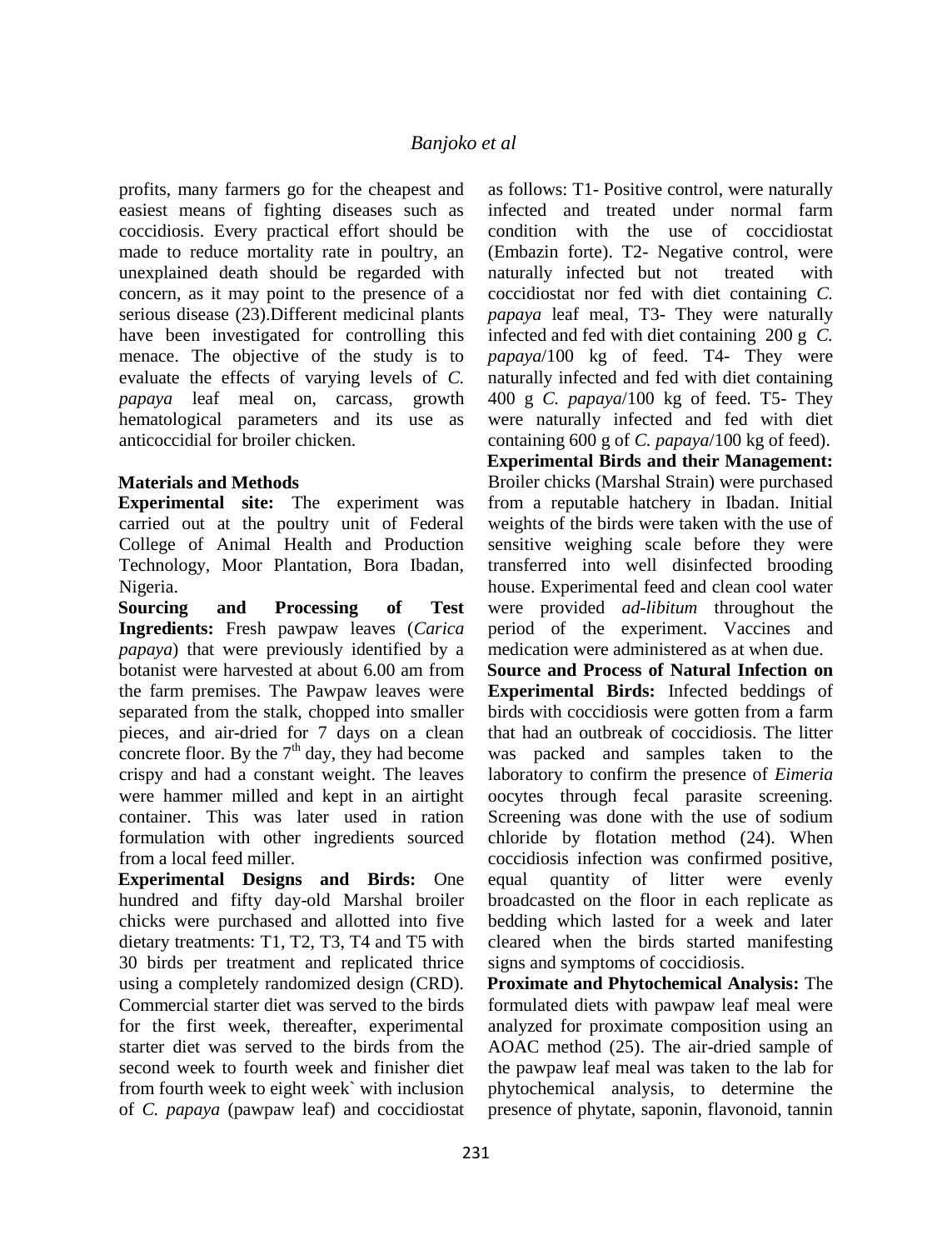profits, many farmers go for the cheapest and easiest means of fighting diseases such as coccidiosis. Every practical effort should be made to reduce mortality rate in poultry, an unexplained death should be regarded with concern, as it may point to the presence of a serious disease (23).Different medicinal plants have been investigated for controlling this menace. The objective of the study is to evaluate the effects of varying levels of *C. papaya* leaf meal on, carcass, growth hematological parameters and its use as anticoccidial for broiler chicken.

## Materials and Methods

**Experimental site:** The experiment was carried out at the poultry unit of Federal College of Animal Health and Production Technology, Moor Plantation, Bora Ibadan, Nigeria.

**Sourcing and Processing of Test Ingredients:** Fresh pawpaw leaves (*Carica papaya*) that were previously identified by a botanist were harvested at about 6.00 am from the farm premises. The Pawpaw leaves were separated from the stalk, chopped into smaller pieces, and air-dried for 7 days on a clean concrete floor. By the 7th day, they had become crispy and had a constant weight. The leaves were hammer milled and kept in an airtight container. This was later used in ration formulation with other ingredients sourced from a local feed miller.

**Experimental Designs and Birds:** One hundred and fifty day-old Marshal broiler chicks were purchased and allotted into five dietary treatments: T1, T2, T3, T4 and T5 with 30 birds per treatment and replicated thrice using a completely randomized design (CRD). Commercial starter diet was served to the birds for the first week, thereafter, experimental starter diet was served to the birds from the second week to fourth week and finisher diet from fourth week to eight week` with inclusion of *C. papaya* (pawpaw leaf) and coccidiostat as follows: T1- Positive control, were naturally infected and treated under normal farm condition with the use of coccidiostat (Embazin forte). T2- Negative control, were naturally infected but not treated with coccidiostat nor fed with diet containing *C. papaya* leaf meal, T3- They were naturally infected and fed with diet containing 200 g *C. papaya*/100 kg of feed. T4- They were naturally infected and fed with diet containing 400 g *C. papaya*/100 kg of feed. T5- They were naturally infected and fed with diet containing 600 g of *C. papaya*/100 kg of feed).

**Experimental Birds and their Management:** Broiler chicks (Marshal Strain) were purchased from a reputable hatchery in Ibadan. Initial weights of the birds were taken with the use of sensitive weighing scale before they were transferred into well disinfected brooding house. Experimental feed and clean cool water were provided *ad-libitum* throughout the period of the experiment. Vaccines and medication were administered as at when due.

**Source and Process of Natural Infection on Experimental Birds:** Infected beddings of birds with coccidiosis were gotten from a farm that had an outbreak of coccidiosis. The litter was packed and samples taken to the laboratory to confirm the presence of *Eimeria* oocytes through fecal parasite screening. Screening was done with the use of sodium chloride by flotation method (24). When coccidiosis infection was confirmed positive, equal quantity of litter were evenly broadcasted on the floor in each replicate as bedding which lasted for a week and later cleared when the birds started manifesting signs and symptoms of coccidiosis.

**Proximate and Phytochemical Analysis:** The formulated diets with pawpaw leaf meal were analyzed for proximate composition using an AOAC method (25). The air-dried sample of the pawpaw leaf meal was taken to the lab for phytochemical analysis, to determine the presence of phytate, saponin, flavonoid, tannin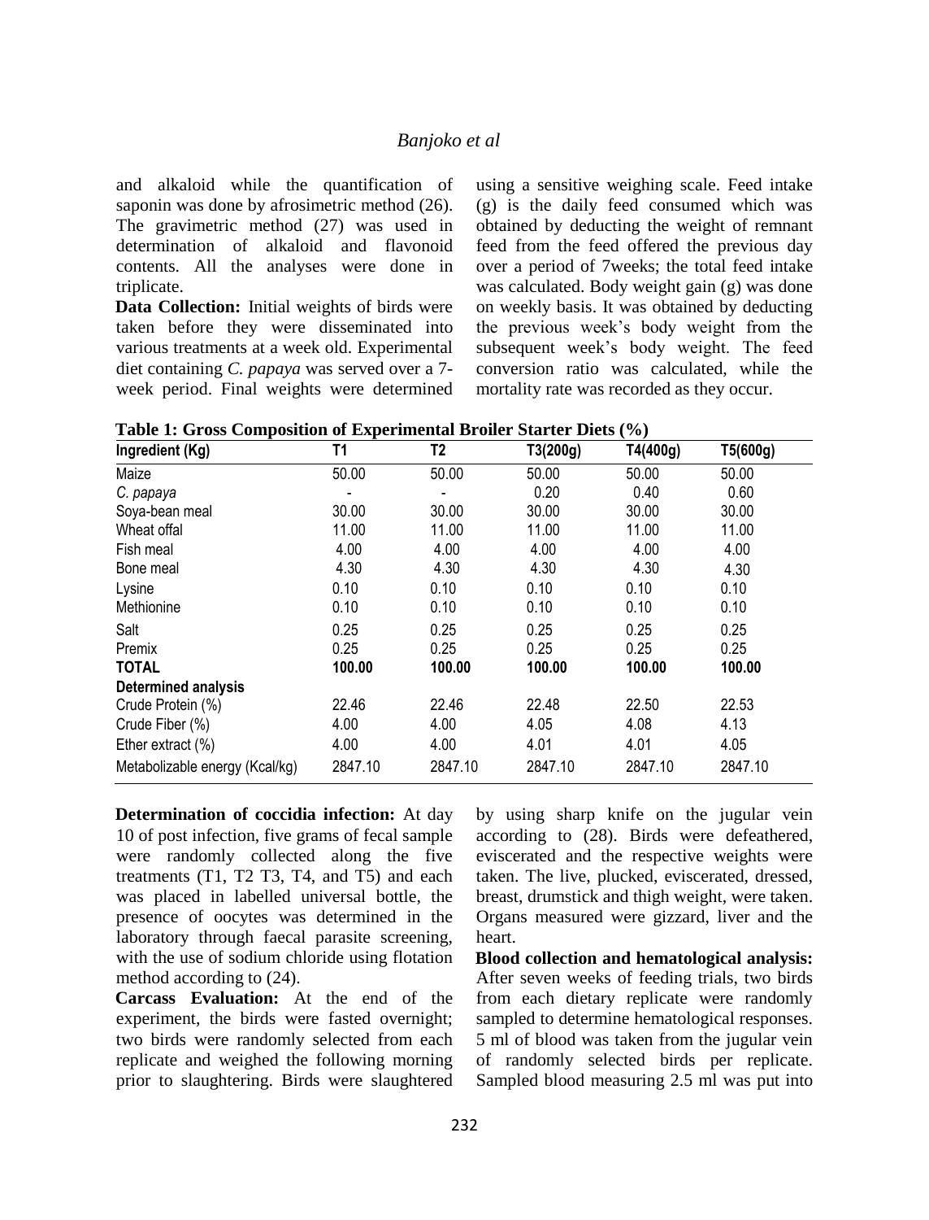and alkaloid while the quantification of saponin was done by afrosimetric method (26). The gravimetric method (27) was used in determination of alkaloid and flavonoid contents. All the analyses were done in triplicate.

**Data Collection:** Initial weights of birds were taken before they were disseminated into various treatments at a week old. Experimental diet containing *C. papaya* was served over a 7-week period. Final weights were determined using a sensitive weighing scale. Feed intake (g) is the daily feed consumed which was obtained by deducting the weight of remnant feed from the feed offered the previous day over a period of 7weeks; the total feed intake was calculated. Body weight gain (g) was done on weekly basis. It was obtained by deducting the previous week's body weight from the subsequent week's body weight. The feed conversion ratio was calculated, while the mortality rate was recorded as they occur.

**Table 1: Gross Composition of Experimental Broiler Starter Diets (%)**

| Ingredient (Kg) | T1 | T2 | T3(200g) | T4(400g) | T5(600g) |
|---|---|---|---|---|---|
| Maize | 50.00 | 50.00 | 50.00 | 50.00 | 50.00 |
| *C. papaya* | - | - | 0.20 | 0.40 | 0.60 |
| Soya-bean meal | 30.00 | 30.00 | 30.00 | 30.00 | 30.00 |
| Wheat offal | 11.00 | 11.00 | 11.00 | 11.00 | 11.00 |
| Fish meal | 4.00 | 4.00 | 4.00 | 4.00 | 4.00 |
| Bone meal | 4.30 | 4.30 | 4.30 | 4.30 | 4.30 |
| Lysine | 0.10 | 0.10 | 0.10 | 0.10 | 0.10 |
| Methionine | 0.10 | 0.10 | 0.10 | 0.10 | 0.10 |
| Salt | 0.25 | 0.25 | 0.25 | 0.25 | 0.25 |
| Premix | 0.25 | 0.25 | 0.25 | 0.25 | 0.25 |
| **TOTAL** | **100.00** | **100.00** | **100.00** | **100.00** | **100.00** |
| **Determined analysis** | | | | | |
| Crude Protein (%) | 22.46 | 22.46 | 22.48 | 22.50 | 22.53 |
| Crude Fiber (%) | 4.00 | 4.00 | 4.05 | 4.08 | 4.13 |
| Ether extract (%) | 4.00 | 4.00 | 4.01 | 4.01 | 4.05 |
| Metabolizable energy (Kcal/kg) | 2847.10 | 2847.10 | 2847.10 | 2847.10 | 2847.10 |

**Determination of coccidia infection:** At day 10 of post infection, five grams of fecal sample were randomly collected along the five treatments (T1, T2 T3, T4, and T5) and each was placed in labelled universal bottle, the presence of oocytes was determined in the laboratory through faecal parasite screening, with the use of sodium chloride using flotation method according to (24).

**Carcass Evaluation:** At the end of the experiment, the birds were fasted overnight; two birds were randomly selected from each replicate and weighed the following morning prior to slaughtering. Birds were slaughtered by using sharp knife on the jugular vein according to (28). Birds were defeathered, eviscerated and the respective weights were taken. The live, plucked, eviscerated, dressed, breast, drumstick and thigh weight, were taken. Organs measured were gizzard, liver and the heart.

**Blood collection and hematological analysis:** After seven weeks of feeding trials, two birds from each dietary replicate were randomly sampled to determine hematological responses. 5 ml of blood was taken from the jugular vein of randomly selected birds per replicate. Sampled blood measuring 2.5 ml was put into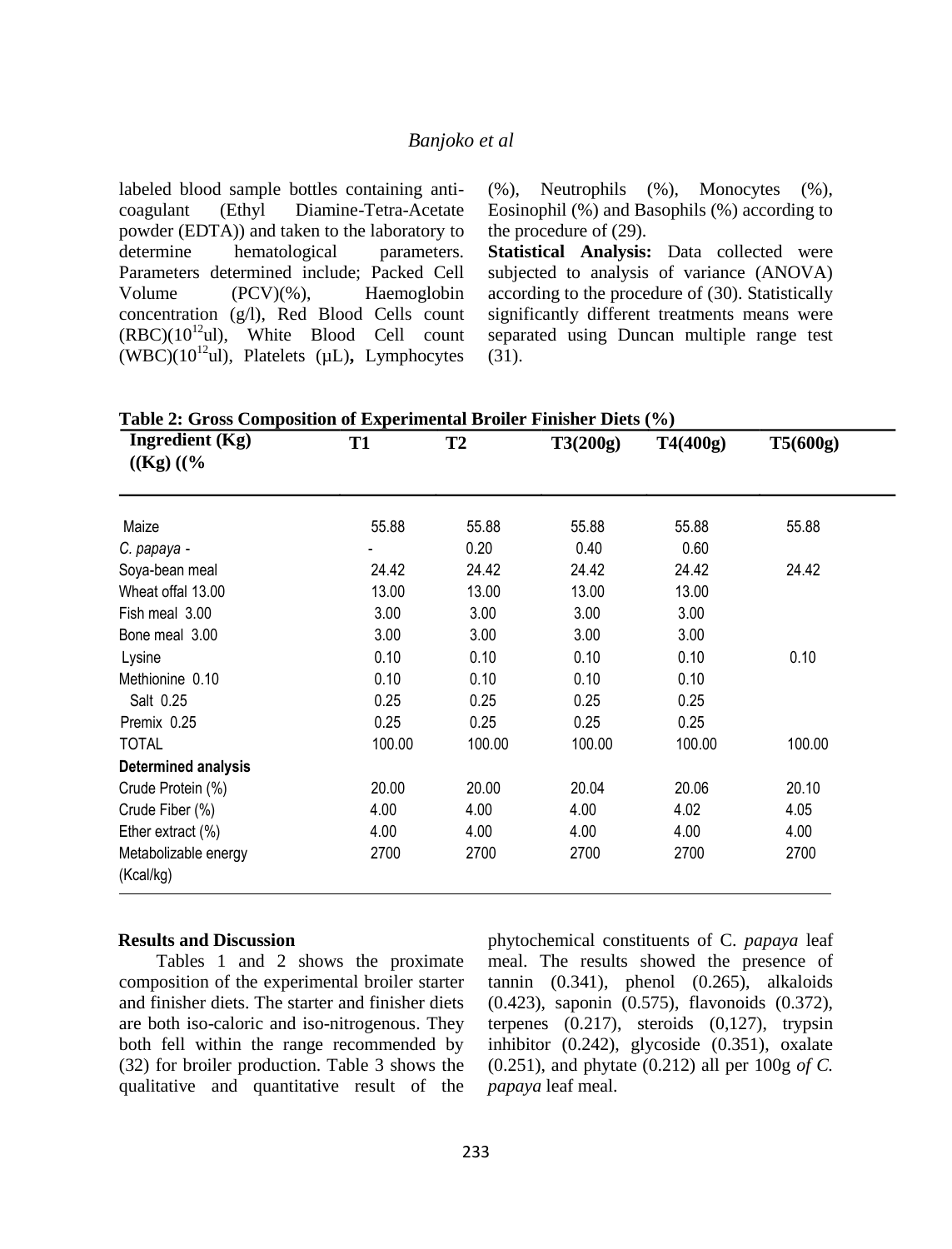labeled blood sample bottles containing anti-coagulant (Ethyl Diamine-Tetra-Acetate powder (EDTA)) and taken to the laboratory to determine hematological parameters. Parameters determined include; Packed Cell Volume (PCV)(%), Haemoglobin concentration (g/l), Red Blood Cells count (RBC)($10^{12}$ul), White Blood Cell count (WBC)($10^{12}$ul), Platelets (μL), Lymphocytes (%), Neutrophils (%), Monocytes (%), Eosinophil (%) and Basophils (%) according to the procedure of (29).

**Statistical Analysis:** Data collected were subjected to analysis of variance (ANOVA) according to the procedure of (30). Statistically significantly different treatments means were separated using Duncan multiple range test (31).

**Table 2: Gross Composition of Experimental Broiler Finisher Diets (%)**

| Ingredient (Kg) ((Kg) ((% | T1 | T2 | T3(200g) | T4(400g) | T5(600g) |
|---|---|---|---|---|---|
| Maize | 55.88 | 55.88 | 55.88 | 55.88 | 55.88 |
| *C. papaya* - | - | 0.20 | 0.40 | 0.60 | |
| Soya-bean meal | 24.42 | 24.42 | 24.42 | 24.42 | 24.42 |
| Wheat offal 13.00 | 13.00 | 13.00 | 13.00 | 13.00 | |
| Fish meal 3.00 | 3.00 | 3.00 | 3.00 | 3.00 | |
| Bone meal 3.00 | 3.00 | 3.00 | 3.00 | 3.00 | |
| Lysine | 0.10 | 0.10 | 0.10 | 0.10 | 0.10 |
| Methionine 0.10 | 0.10 | 0.10 | 0.10 | 0.10 | |
| Salt 0.25 | 0.25 | 0.25 | 0.25 | 0.25 | |
| Premix 0.25 | 0.25 | 0.25 | 0.25 | 0.25 | |
| TOTAL | 100.00 | 100.00 | 100.00 | 100.00 | 100.00 |
| **Determined analysis** | | | | | |
| Crude Protein (%) | 20.00 | 20.00 | 20.04 | 20.06 | 20.10 |
| Crude Fiber (%) | 4.00 | 4.00 | 4.00 | 4.02 | 4.05 |
| Ether extract (%) | 4.00 | 4.00 | 4.00 | 4.00 | 4.00 |
| Metabolizable energy (Kcal/kg) | 2700 | 2700 | 2700 | 2700 | 2700 |

**Results and Discussion**

Tables 1 and 2 shows the proximate composition of the experimental broiler starter and finisher diets. The starter and finisher diets are both iso-caloric and iso-nitrogenous. They both fell within the range recommended by (32) for broiler production. Table 3 shows the qualitative and quantitative result of the phytochemical constituents of C. *papaya* leaf meal. The results showed the presence of tannin (0.341), phenol (0.265), alkaloids (0.423), saponin (0.575), flavonoids (0.372), terpenes (0.217), steroids (0,127), trypsin inhibitor (0.242), glycoside (0.351), oxalate (0.251), and phytate (0.212) all per 100g *of C. papaya* leaf meal.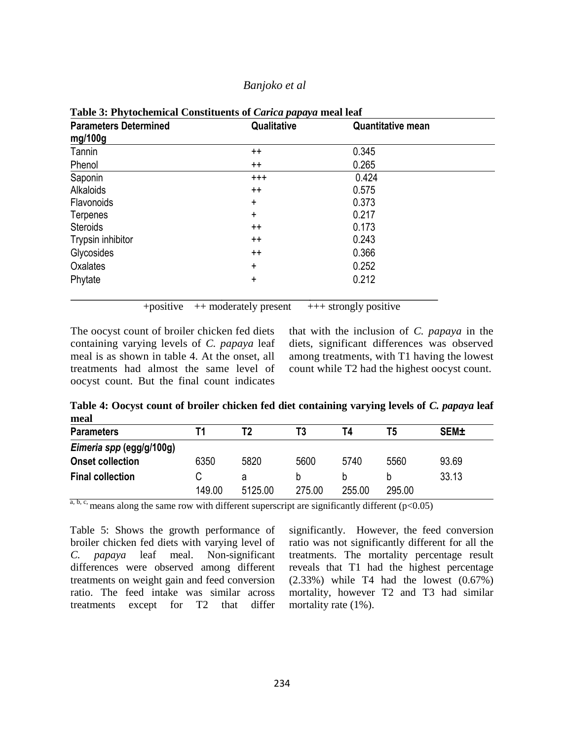**Table 3: Phytochemical Constituents of *Carica papaya* meal leaf**

| Parameters Determined mg/100g | Qualitative | Quantitative mean |
|---|---|---|
| Tannin | ++ | 0.345 |
| Phenol | ++ | 0.265 |
| Saponin | +++ | 0.424 |
| Alkaloids | ++ | 0.575 |
| Flavonoids | + | 0.373 |
| Terpenes | + | 0.217 |
| Steroids | ++ | 0.173 |
| Trypsin inhibitor | ++ | 0.243 |
| Glycosides | ++ | 0.366 |
| Oxalates | + | 0.252 |
| Phytate | + | 0.212 |

+positive ++ moderately present +++ strongly positive

The oocyst count of broiler chicken fed diets containing varying levels of *C. papaya* leaf meal is as shown in table 4. At the onset, all treatments had almost the same level of oocyst count. But the final count indicates that with the inclusion of *C. papaya* in the diets, significant differences was observed among treatments, with T1 having the lowest count while T2 had the highest oocyst count.

**Table 4: Oocyst count of broiler chicken fed diet containing varying levels of *C. papaya* leaf meal**

| Parameters | T1 | T2 | T3 | T4 | T5 | SEM± |
|---|---|---|---|---|---|---|
| ***Eimeria spp* (egg/g/100g)** | | | | | | |
| **Onset collection** | 6350 | 5820 | 5600 | 5740 | 5560 | 93.69 |
| **Final collection** | C 149.00 | a 5125.00 | b 275.00 | b 255.00 | b 295.00 | 33.13 |

a, b, c, means along the same row with different superscript are significantly different ($p<0.05$)

Table 5: Shows the growth performance of broiler chicken fed diets with varying level of *C. papaya* leaf meal. Non-significant differences were observed among different treatments on weight gain and feed conversion ratio. The feed intake was similar across treatments except for T2 that differ significantly. However, the feed conversion ratio was not significantly different for all the treatments. The mortality percentage result reveals that T1 had the highest percentage (2.33%) while T4 had the lowest (0.67%) mortality, however T2 and T3 had similar mortality rate (1%).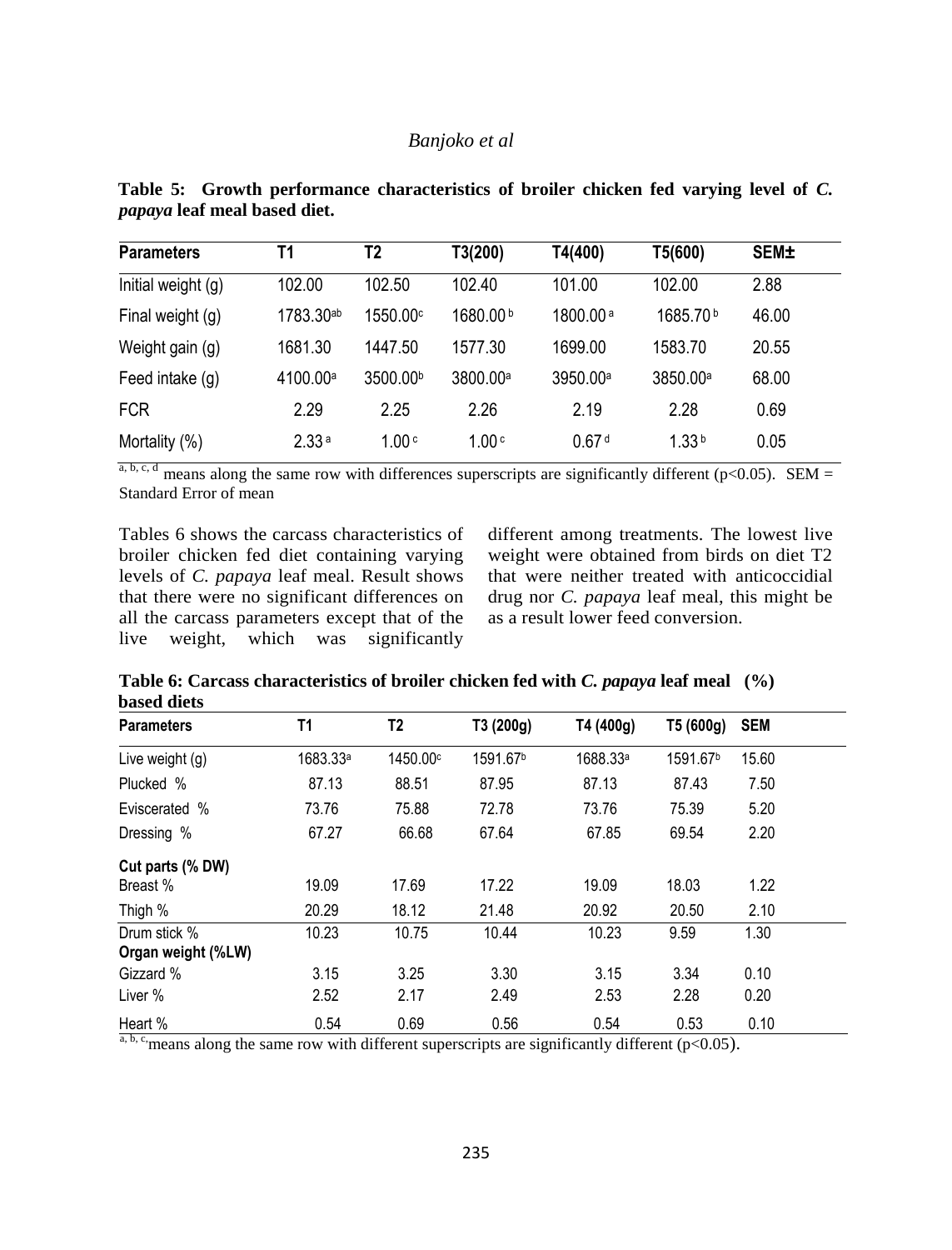**Table 5: Growth performance characteristics of broiler chicken fed varying level of *C. papaya* leaf meal based diet.**

| Parameters | T1 | T2 | T3(200) | T4(400) | T5(600) | SEM± |
|---|---|---|---|---|---|---|
| Initial weight (g) | 102.00 | 102.50 | 102.40 | 101.00 | 102.00 | 2.88 |
| Final weight (g) | 1783.30[ab] | 1550.00[c] | 1680.00[b] | 1800.00[a] | 1685.70[b] | 46.00 |
| Weight gain (g) | 1681.30 | 1447.50 | 1577.30 | 1699.00 | 1583.70 | 20.55 |
| Feed intake (g) | 4100.00[a] | 3500.00[b] | 3800.00[a] | 3950.00[a] | 3850.00[a] | 68.00 |
| FCR | 2.29 | 2.25 | 2.26 | 2.19 | 2.28 | 0.69 |
| Mortality (%) | 2.33[a] | 1.00[c] | 1.00[c] | 0.67[d] | 1.33[b] | 0.05 |

[a, b, c, d] means along the same row with differences superscripts are significantly different ($p<0.05$). SEM = Standard Error of mean

Tables 6 shows the carcass characteristics of broiler chicken fed diet containing varying levels of *C. papaya* leaf meal. Result shows that there were no significant differences on all the carcass parameters except that of the live weight, which was significantly different among treatments. The lowest live weight were obtained from birds on diet T2 that were neither treated with anticoccidial drug nor *C. papaya* leaf meal, this might be as a result lower feed conversion.

**Table 6: Carcass characteristics of broiler chicken fed with *C. papaya* leaf meal (%) based diets**

| Parameters | T1 | T2 | T3 (200g) | T4 (400g) | T5 (600g) | SEM |
|---|---|---|---|---|---|---|
| Live weight (g) | 1683.33[a] | 1450.00[c] | 1591.67[b] | 1688.33[a] | 1591.67[b] | 15.60 |
| Plucked % | 87.13 | 88.51 | 87.95 | 87.13 | 87.43 | 7.50 |
| Eviscerated % | 73.76 | 75.88 | 72.78 | 73.76 | 75.39 | 5.20 |
| Dressing % | 67.27 | 66.68 | 67.64 | 67.85 | 69.54 | 2.20 |
| **Cut parts (% DW)** | | | | | | |
| Breast % | 19.09 | 17.69 | 17.22 | 19.09 | 18.03 | 1.22 |
| Thigh % | 20.29 | 18.12 | 21.48 | 20.92 | 20.50 | 2.10 |
| Drum stick % | 10.23 | 10.75 | 10.44 | 10.23 | 9.59 | 1.30 |
| **Organ weight (%LW)** | | | | | | |
| Gizzard % | 3.15 | 3.25 | 3.30 | 3.15 | 3.34 | 0.10 |
| Liver % | 2.52 | 2.17 | 2.49 | 2.53 | 2.28 | 0.20 |
| Heart % | 0.54 | 0.69 | 0.56 | 0.54 | 0.53 | 0.10 |

[a, b, c,] means along the same row with different superscripts are significantly different ($p<0.05$).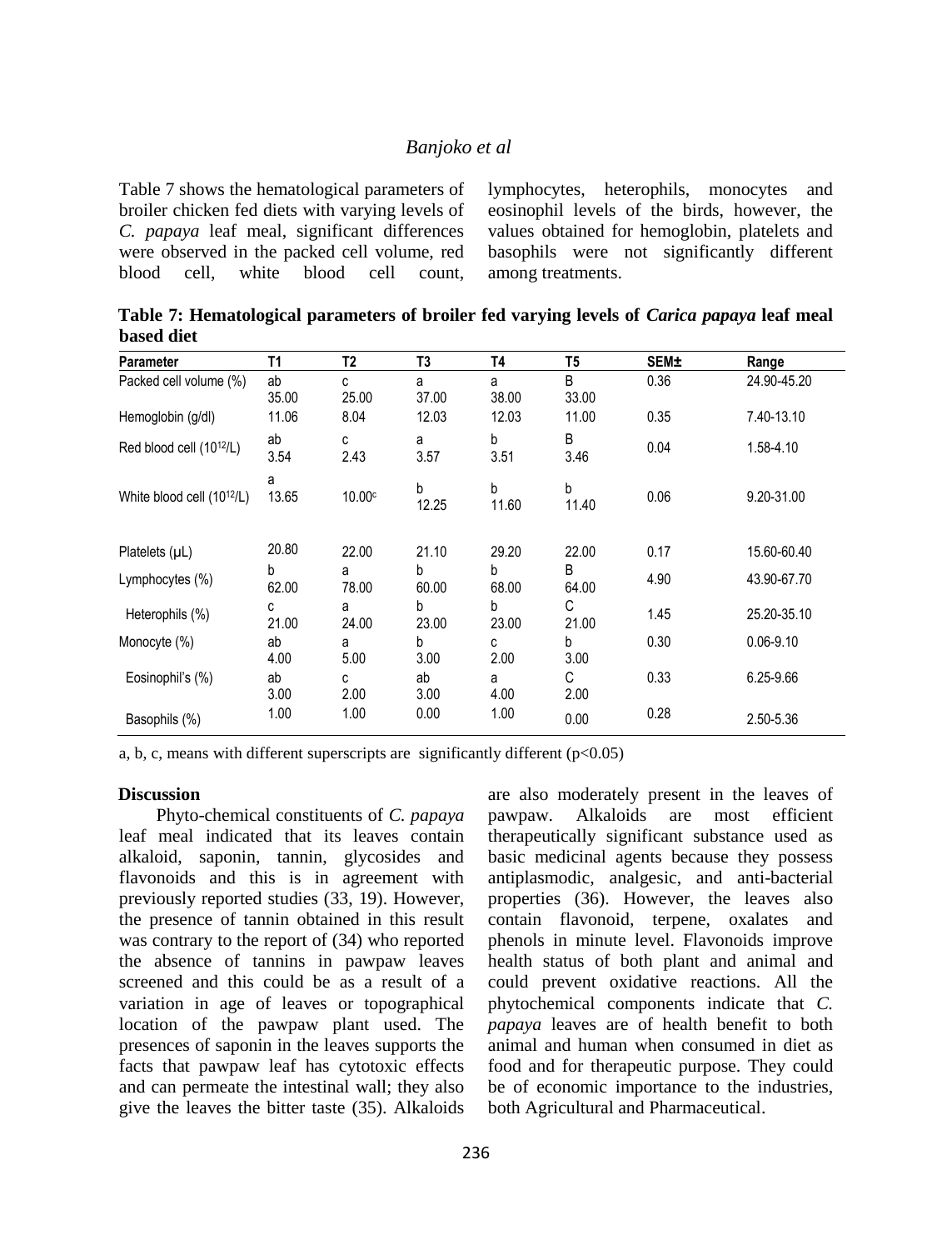Table 7 shows the hematological parameters of broiler chicken fed diets with varying levels of *C. papaya* leaf meal, significant differences were observed in the packed cell volume, red blood cell, white blood cell count, lymphocytes, heterophils, monocytes and eosinophil levels of the birds, however, the values obtained for hemoglobin, platelets and basophils were not significantly different among treatments.

**Table 7: Hematological parameters of broiler fed varying levels of *Carica papaya* leaf meal based diet**

| Parameter | T1 | T2 | T3 | T4 | T5 | SEM± | Range |
|---|---|---|---|---|---|---|---|
| Packed cell volume (%) | 35.00$^{ab}$ | 25.00$^{c}$ | 37.00$^{a}$ | 38.00$^{a}$ | 33.00$^{B}$ | 0.36 | 24.90-45.20 |
| Hemoglobin (g/dl) | 11.06 | 8.04 | 12.03 | 12.03 | 11.00 | 0.35 | 7.40-13.10 |
| Red blood cell ($10^{12}$/L) | 3.54$^{ab}$ | 2.43$^{c}$ | 3.57$^{a}$ | 3.51$^{b}$ | 3.46$^{B}$ | 0.04 | 1.58-4.10 |
| White blood cell ($10^{12}$/L) | 13.65$^{a}$ | 10.00$^{c}$ | 12.25$^{b}$ | 11.60$^{b}$ | 11.40$^{b}$ | 0.06 | 9.20-31.00 |
| Platelets (µL) | 20.80 | 22.00 | 21.10 | 29.20 | 22.00 | 0.17 | 15.60-60.40 |
| Lymphocytes (%) | 62.00$^{b}$ | 78.00$^{a}$ | 60.00$^{b}$ | 68.00$^{b}$ | 64.00$^{B}$ | 4.90 | 43.90-67.70 |
| Heterophils (%) | 21.00$^{c}$ | 24.00$^{a}$ | 23.00$^{b}$ | 23.00$^{b}$ | 21.00$^{C}$ | 1.45 | 25.20-35.10 |
| Monocyte (%) | 4.00$^{ab}$ | 5.00$^{a}$ | 3.00$^{b}$ | 2.00$^{c}$ | 3.00$^{b}$ | 0.30 | 0.06-9.10 |
| Eosinophil's (%) | 3.00$^{ab}$ | 2.00$^{c}$ | 3.00$^{ab}$ | 4.00$^{a}$ | 2.00$^{C}$ | 0.33 | 6.25-9.66 |
| Basophils (%) | 1.00 | 1.00 | 0.00 | 1.00 | 0.00 | 0.28 | 2.50-5.36 |

a, b, c, means with different superscripts are significantly different ($p<0.05$)

## Discussion

Phyto-chemical constituents of *C. papaya* leaf meal indicated that its leaves contain alkaloid, saponin, tannin, glycosides and flavonoids and this is in agreement with previously reported studies (33, 19). However, the presence of tannin obtained in this result was contrary to the report of (34) who reported the absence of tannins in pawpaw leaves screened and this could be as a result of a variation in age of leaves or topographical location of the pawpaw plant used. The presences of saponin in the leaves supports the facts that pawpaw leaf has cytotoxic effects and can permeate the intestinal wall; they also give the leaves the bitter taste (35). Alkaloids are also moderately present in the leaves of pawpaw. Alkaloids are most efficient therapeutically significant substance used as basic medicinal agents because they possess antiplasmodic, analgesic, and anti-bacterial properties (36). However, the leaves also contain flavonoid, terpene, oxalates and phenols in minute level. Flavonoids improve health status of both plant and animal and could prevent oxidative reactions. All the phytochemical components indicate that *C. papaya* leaves are of health benefit to both animal and human when consumed in diet as food and for therapeutic purpose. They could be of economic importance to the industries, both Agricultural and Pharmaceutical.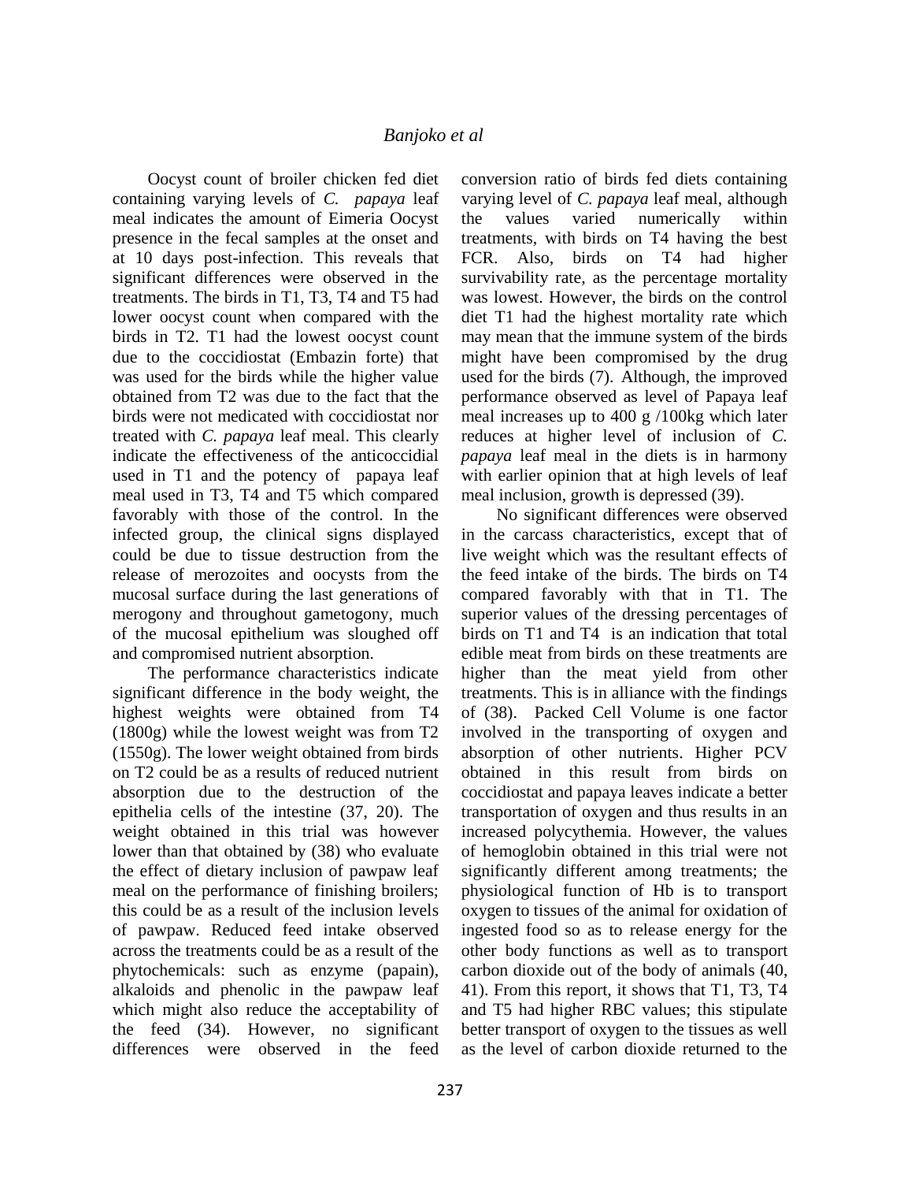Oocyst count of broiler chicken fed diet containing varying levels of *C. papaya* leaf meal indicates the amount of Eimeria Oocyst presence in the fecal samples at the onset and at 10 days post-infection. This reveals that significant differences were observed in the treatments. The birds in T1, T3, T4 and T5 had lower oocyst count when compared with the birds in T2. T1 had the lowest oocyst count due to the coccidiostat (Embazin forte) that was used for the birds while the higher value obtained from T2 was due to the fact that the birds were not medicated with coccidiostat nor treated with *C. papaya* leaf meal. This clearly indicate the effectiveness of the anticoccidial used in T1 and the potency of papaya leaf meal used in T3, T4 and T5 which compared favorably with those of the control. In the infected group, the clinical signs displayed could be due to tissue destruction from the release of merozoites and oocysts from the mucosal surface during the last generations of merogony and throughout gametogony, much of the mucosal epithelium was sloughed off and compromised nutrient absorption.

The performance characteristics indicate significant difference in the body weight, the highest weights were obtained from T4 (1800g) while the lowest weight was from T2 (1550g). The lower weight obtained from birds on T2 could be as a results of reduced nutrient absorption due to the destruction of the epithelia cells of the intestine (37, 20). The weight obtained in this trial was however lower than that obtained by (38) who evaluate the effect of dietary inclusion of pawpaw leaf meal on the performance of finishing broilers; this could be as a result of the inclusion levels of pawpaw. Reduced feed intake observed across the treatments could be as a result of the phytochemicals: such as enzyme (papain), alkaloids and phenolic in the pawpaw leaf which might also reduce the acceptability of the feed (34). However, no significant differences were observed in the feed conversion ratio of birds fed diets containing varying level of *C. papaya* leaf meal, although the values varied numerically within treatments, with birds on T4 having the best FCR. Also, birds on T4 had higher survivability rate, as the percentage mortality was lowest. However, the birds on the control diet T1 had the highest mortality rate which may mean that the immune system of the birds might have been compromised by the drug used for the birds (7). Although, the improved performance observed as level of Papaya leaf meal increases up to 400 g /100kg which later reduces at higher level of inclusion of *C. papaya* leaf meal in the diets is in harmony with earlier opinion that at high levels of leaf meal inclusion, growth is depressed (39).

No significant differences were observed in the carcass characteristics, except that of live weight which was the resultant effects of the feed intake of the birds. The birds on T4 compared favorably with that in T1. The superior values of the dressing percentages of birds on T1 and T4 is an indication that total edible meat from birds on these treatments are higher than the meat yield from other treatments. This is in alliance with the findings of (38). Packed Cell Volume is one factor involved in the transporting of oxygen and absorption of other nutrients. Higher PCV obtained in this result from birds on coccidiostat and papaya leaves indicate a better transportation of oxygen and thus results in an increased polycythemia. However, the values of hemoglobin obtained in this trial were not significantly different among treatments; the physiological function of Hb is to transport oxygen to tissues of the animal for oxidation of ingested food so as to release energy for the other body functions as well as to transport carbon dioxide out of the body of animals (40, 41). From this report, it shows that T1, T3, T4 and T5 had higher RBC values; this stipulate better transport of oxygen to the tissues as well as the level of carbon dioxide returned to the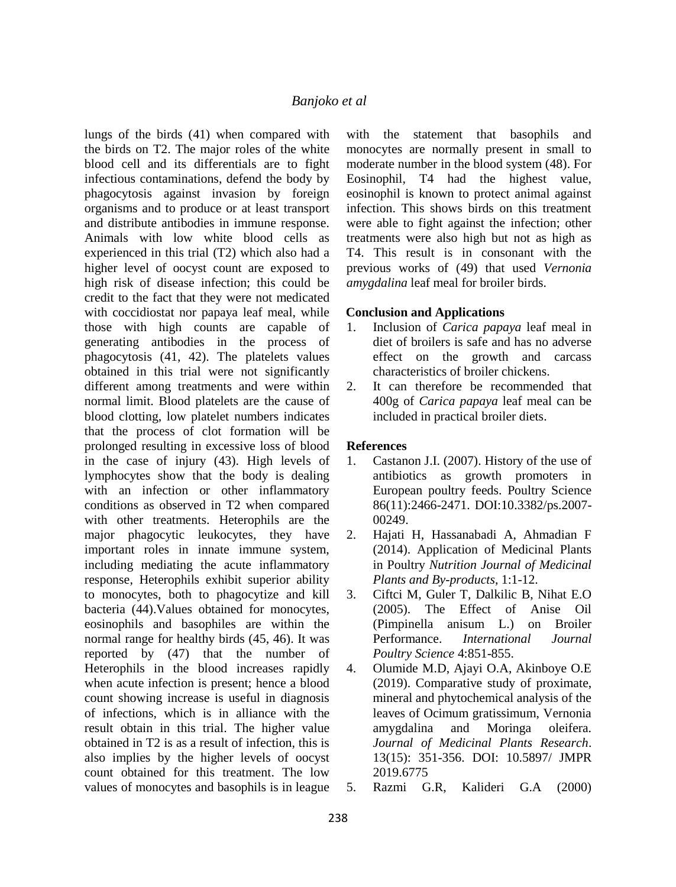lungs of the birds (41) when compared with the birds on T2. The major roles of the white blood cell and its differentials are to fight infectious contaminations, defend the body by phagocytosis against invasion by foreign organisms and to produce or at least transport and distribute antibodies in immune response. Animals with low white blood cells as experienced in this trial (T2) which also had a higher level of oocyst count are exposed to high risk of disease infection; this could be credit to the fact that they were not medicated with coccidiostat nor papaya leaf meal, while those with high counts are capable of generating antibodies in the process of phagocytosis (41, 42). The platelets values obtained in this trial were not significantly different among treatments and were within normal limit. Blood platelets are the cause of blood clotting, low platelet numbers indicates that the process of clot formation will be prolonged resulting in excessive loss of blood in the case of injury (43). High levels of lymphocytes show that the body is dealing with an infection or other inflammatory conditions as observed in T2 when compared with other treatments. Heterophils are the major phagocytic leukocytes, they have important roles in innate immune system, including mediating the acute inflammatory response, Heterophils exhibit superior ability to monocytes, both to phagocytize and kill bacteria (44).Values obtained for monocytes, eosinophils and basophiles are within the normal range for healthy birds (45, 46). It was reported by (47) that the number of Heterophils in the blood increases rapidly when acute infection is present; hence a blood count showing increase is useful in diagnosis of infections, which is in alliance with the result obtain in this trial. The higher value obtained in T2 is as a result of infection, this is also implies by the higher levels of oocyst count obtained for this treatment. The low values of monocytes and basophils is in league with the statement that basophils and monocytes are normally present in small to moderate number in the blood system (48). For Eosinophil, T4 had the highest value, eosinophil is known to protect animal against infection. This shows birds on this treatment were able to fight against the infection; other treatments were also high but not as high as T4. This result is in consonant with the previous works of (49) that used *Vernonia amygdalina* leaf meal for broiler birds.

## Conclusion and Applications

1. Inclusion of *Carica papaya* leaf meal in diet of broilers is safe and has no adverse effect on the growth and carcass characteristics of broiler chickens.
2. It can therefore be recommended that 400g of *Carica papaya* leaf meal can be included in practical broiler diets.

## References

1. Castanon J.I. (2007). History of the use of antibiotics as growth promoters in European poultry feeds. Poultry Science 86(11):2466-2471. DOI:10.3382/ps.2007-00249.
2. Hajati H, Hassanabadi A, Ahmadian F (2014). Application of Medicinal Plants in Poultry *Nutrition Journal of Medicinal Plants and By-products*, 1:1-12.
3. Ciftci M, Guler T, Dalkilic B, Nihat E.O (2005). The Effect of Anise Oil (Pimpinella anisum L.) on Broiler Performance. *International Journal Poultry Science* 4:851-855.
4. Olumide M.D, Ajayi O.A, Akinboye O.E (2019). Comparative study of proximate, mineral and phytochemical analysis of the leaves of Ocimum gratissimum, Vernonia amygdalina and Moringa oleifera. *Journal of Medicinal Plants Research*. 13(15): 351-356. DOI: 10.5897/ JMPR 2019.6775
5. Razmi G.R, Kalideri G.A (2000)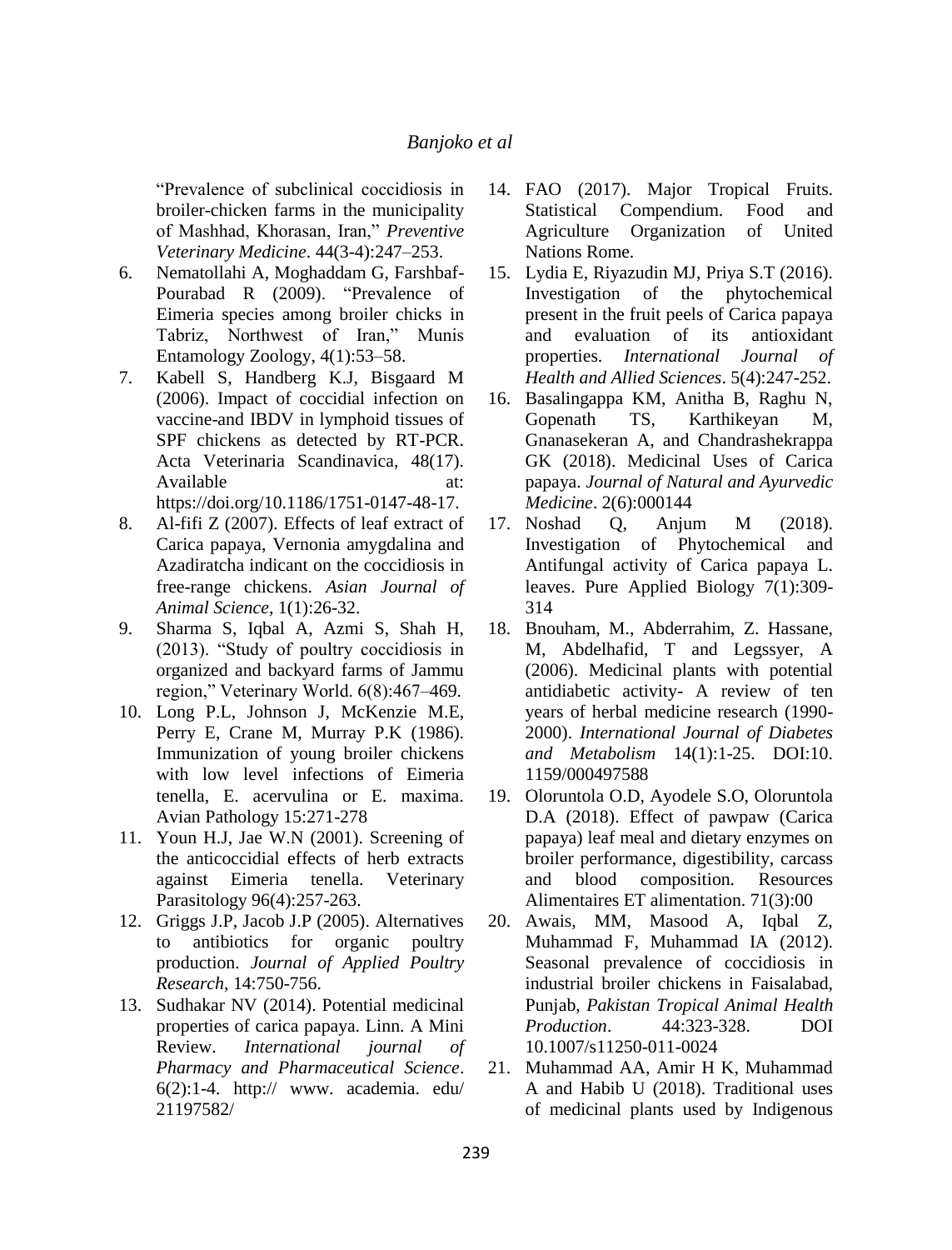"Prevalence of subclinical coccidiosis in broiler-chicken farms in the municipality of Mashhad, Khorasan, Iran," *Preventive Veterinary Medicine*. 44(3-4):247–253.

6. Nematollahi A, Moghaddam G, Farshbaf-Pourabad R (2009). "Prevalence of Eimeria species among broiler chicks in Tabriz, Northwest of Iran," Munis Entamology Zoology, 4(1):53–58.
7. Kabell S, Handberg K.J, Bisgaard M (2006). Impact of coccidial infection on vaccine-and IBDV in lymphoid tissues of SPF chickens as detected by RT-PCR. Acta Veterinaria Scandinavica, 48(17). Available at: https://doi.org/10.1186/1751-0147-48-17.
8. Al-fifi Z (2007). Effects of leaf extract of Carica papaya, Vernonia amygdalina and Azadiratcha indicant on the coccidiosis in free-range chickens. *Asian Journal of Animal Science*, 1(1):26-32.
9. Sharma S, Iqbal A, Azmi S, Shah H, (2013). "Study of poultry coccidiosis in organized and backyard farms of Jammu region," Veterinary World. 6(8):467–469.
10. Long P.L, Johnson J, McKenzie M.E, Perry E, Crane M, Murray P.K (1986). Immunization of young broiler chickens with low level infections of Eimeria tenella, E. acervulina or E. maxima. Avian Pathology 15:271-278
11. Youn H.J, Jae W.N (2001). Screening of the anticoccidial effects of herb extracts against Eimeria tenella. Veterinary Parasitology 96(4):257-263.
12. Griggs J.P, Jacob J.P (2005). Alternatives to antibiotics for organic poultry production. *Journal of Applied Poultry Research*, 14:750-756.
13. Sudhakar NV (2014). Potential medicinal properties of carica papaya. Linn. A Mini Review. *International journal of Pharmacy and Pharmaceutical Science*. 6(2):1-4. http:// www. academia. edu/ 21197582/
14. FAO (2017). Major Tropical Fruits. Statistical Compendium. Food and Agriculture Organization of United Nations Rome.
15. Lydia E, Riyazudin MJ, Priya S.T (2016). Investigation of the phytochemical present in the fruit peels of Carica papaya and evaluation of its antioxidant properties. *International Journal of Health and Allied Sciences*. 5(4):247-252.
16. Basalingappa KM, Anitha B, Raghu N, Gopenath TS, Karthikeyan M, Gnanasekeran A, and Chandrashekrappa GK (2018). Medicinal Uses of Carica papaya. *Journal of Natural and Ayurvedic Medicine*. 2(6):000144
17. Noshad Q, Anjum M (2018). Investigation of Phytochemical and Antifungal activity of Carica papaya L. leaves. Pure Applied Biology 7(1):309-314
18. Bnouham, M., Abderrahim, Z. Hassane, M, Abdelhafid, T and Legssyer, A (2006). Medicinal plants with potential antidiabetic activity- A review of ten years of herbal medicine research (1990-2000). *International Journal of Diabetes and Metabolism* 14(1):1-25. DOI:10. 1159/000497588
19. Oloruntola O.D, Ayodele S.O, Oloruntola D.A (2018). Effect of pawpaw (Carica papaya) leaf meal and dietary enzymes on broiler performance, digestibility, carcass and blood composition. Resources Alimentaires ET alimentation. 71(3):00
20. Awais, MM, Masood A, Iqbal Z, Muhammad F, Muhammad IA (2012). Seasonal prevalence of coccidiosis in industrial broiler chickens in Faisalabad, Punjab, *Pakistan Tropical Animal Health Production*. 44:323-328. DOI 10.1007/s11250-011-0024
21. Muhammad AA, Amir H K, Muhammad A and Habib U (2018). Traditional uses of medicinal plants used by Indigenous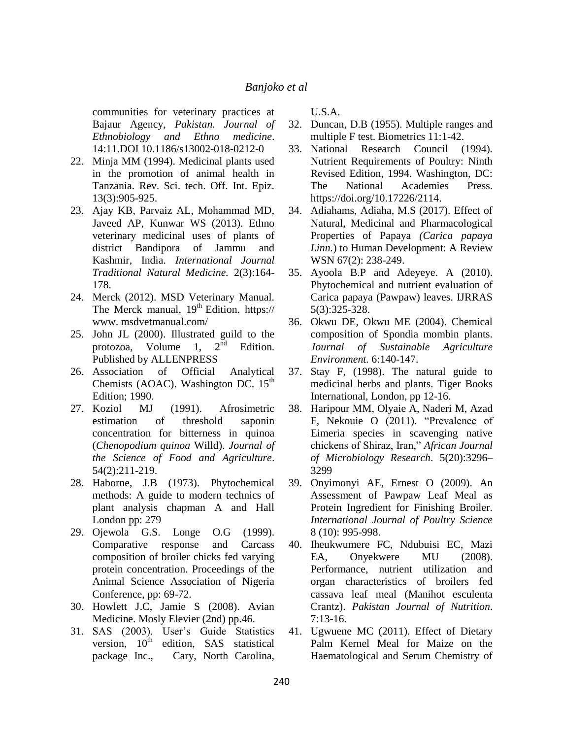communities for veterinary practices at Bajaur Agency, *Pakistan. Journal of Ethnobiology and Ethno medicine*. 14:11.DOI 10.1186/s13002-018-0212-0

22. Minja MM (1994). Medicinal plants used in the promotion of animal health in Tanzania. Rev. Sci. tech. Off. Int. Epiz. 13(3):905-925.
23. Ajay KB, Parvaiz AL, Mohammad MD, Javeed AP, Kunwar WS (2013). Ethno veterinary medicinal uses of plants of district Bandipora of Jammu and Kashmir, India. *International Journal Traditional Natural Medicine.* 2(3):164-178.
24. Merck (2012). MSD Veterinary Manual. The Merck manual, 19th Edition. https:// www. msdvetmanual.com/
25. John JL (2000). Illustrated guild to the protozoa, Volume 1, 2nd Edition. Published by ALLENPRESS
26. Association of Official Analytical Chemists (AOAC). Washington DC. 15th Edition; 1990.
27. Koziol MJ (1991). Afrosimetric estimation of threshold saponin concentration for bitterness in quinoa (*Chenopodium quinoa* Willd). *Journal of the Science of Food and Agriculture*. 54(2):211-219.
28. Haborne, J.B (1973). Phytochemical methods: A guide to modern technics of plant analysis chapman A and Hall London pp: 279
29. Ojewola G.S. Longe O.G (1999). Comparative response and Carcass composition of broiler chicks fed varying protein concentration. Proceedings of the Animal Science Association of Nigeria Conference, pp: 69-72.
30. Howlett J.C, Jamie S (2008). Avian Medicine. Mosly Elevier (2nd) pp.46.
31. SAS (2003). User's Guide Statistics version, 10th edition, SAS statistical package Inc., Cary, North Carolina, U.S.A.
32. Duncan, D.B (1955). Multiple ranges and multiple F test. Biometrics 11:1-42.
33. National Research Council (1994). Nutrient Requirements of Poultry: Ninth Revised Edition, 1994. Washington, DC: The National Academies Press. https://doi.org/10.17226/2114.
34. Adiahams, Adiaha, M.S (2017). Effect of Natural, Medicinal and Pharmacological Properties of Papaya *(Carica papaya Linn.*) to Human Development: A Review WSN 67(2): 238-249.
35. Ayoola B.P and Adeyeye. A (2010). Phytochemical and nutrient evaluation of Carica papaya (Pawpaw) leaves. IJRRAS 5(3):325-328.
36. Okwu DE, Okwu ME (2004). Chemical composition of Spondia mombin plants. *Journal of Sustainable Agriculture Environment.* 6:140-147.
37. Stay F, (1998). The natural guide to medicinal herbs and plants. Tiger Books International, London, pp 12-16.
38. Haripour MM, Olyaie A, Naderi M, Azad F, Nekouie O (2011). "Prevalence of Eimeria species in scavenging native chickens of Shiraz, Iran," *African Journal of Microbiology Research*. 5(20):3296–3299
39. Onyimonyi AE, Ernest O (2009). An Assessment of Pawpaw Leaf Meal as Protein Ingredient for Finishing Broiler. *International Journal of Poultry Science* 8 (10): 995-998.
40. Iheukwumere FC, Ndubuisi EC, Mazi EA, Onyekwere MU (2008). Performance, nutrient utilization and organ characteristics of broilers fed cassava leaf meal (Manihot esculenta Crantz). *Pakistan Journal of Nutrition*. 7:13-16.
41. Ugwuene MC (2011). Effect of Dietary Palm Kernel Meal for Maize on the Haematological and Serum Chemistry of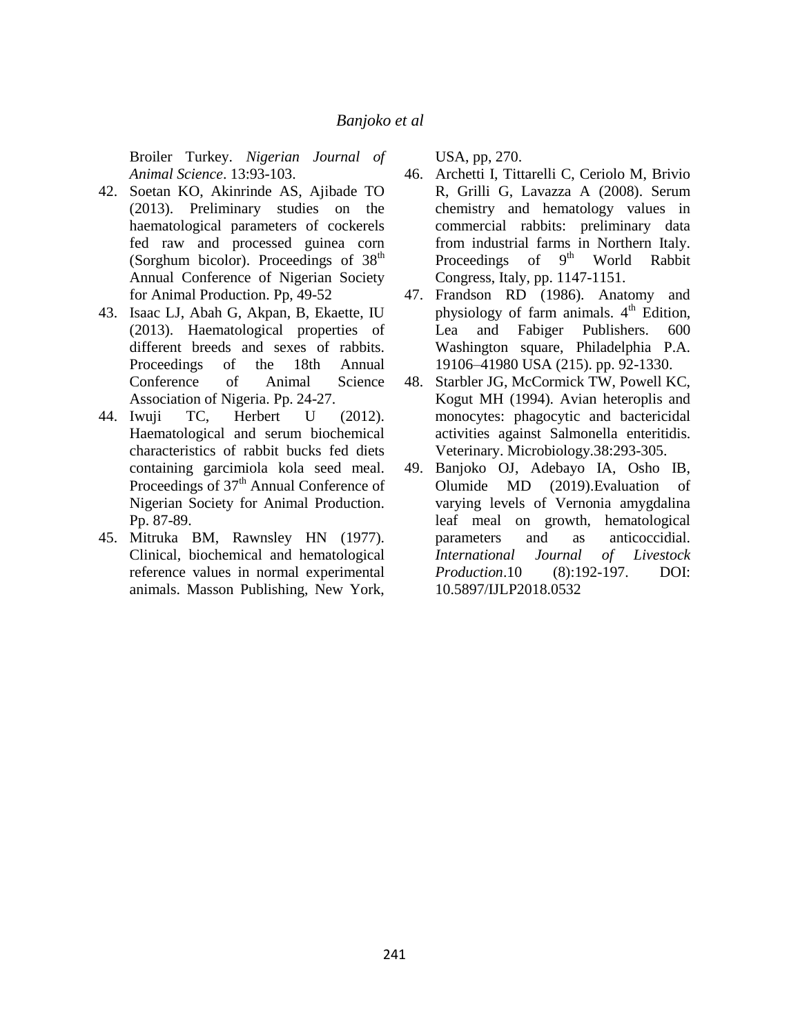Broiler Turkey. *Nigerian Journal of Animal Science*. 13:93-103.

42. Soetan KO, Akinrinde AS, Ajibade TO (2013). Preliminary studies on the haematological parameters of cockerels fed raw and processed guinea corn (Sorghum bicolor). Proceedings of 38th Annual Conference of Nigerian Society for Animal Production. Pp, 49-52
43. Isaac LJ, Abah G, Akpan, B, Ekaette, IU (2013). Haematological properties of different breeds and sexes of rabbits. Proceedings of the 18th Annual Conference of Animal Science Association of Nigeria. Pp. 24-27.
44. Iwuji TC, Herbert U (2012). Haematological and serum biochemical characteristics of rabbit bucks fed diets containing garcimiola kola seed meal. Proceedings of 37th Annual Conference of Nigerian Society for Animal Production. Pp. 87-89.
45. Mitruka BM, Rawnsley HN (1977). Clinical, biochemical and hematological reference values in normal experimental animals. Masson Publishing, New York, USA, pp, 270.
46. Archetti I, Tittarelli C, Ceriolo M, Brivio R, Grilli G, Lavazza A (2008). Serum chemistry and hematology values in commercial rabbits: preliminary data from industrial farms in Northern Italy. Proceedings of 9th World Rabbit Congress, Italy, pp. 1147-1151.
47. Frandson RD (1986). Anatomy and physiology of farm animals. 4th Edition, Lea and Fabiger Publishers. 600 Washington square, Philadelphia P.A. 19106–41980 USA (215). pp. 92-1330.
48. Starbler JG, McCormick TW, Powell KC, Kogut MH (1994). Avian heteroplis and monocytes: phagocytic and bactericidal activities against Salmonella enteritidis. Veterinary. Microbiology.38:293-305.
49. Banjoko OJ, Adebayo IA, Osho IB, Olumide MD (2019).Evaluation of varying levels of Vernonia amygdalina leaf meal on growth, hematological parameters and as anticoccidial. *International Journal of Livestock Production*.10 (8):192-197. DOI: 10.5897/IJLP2018.0532